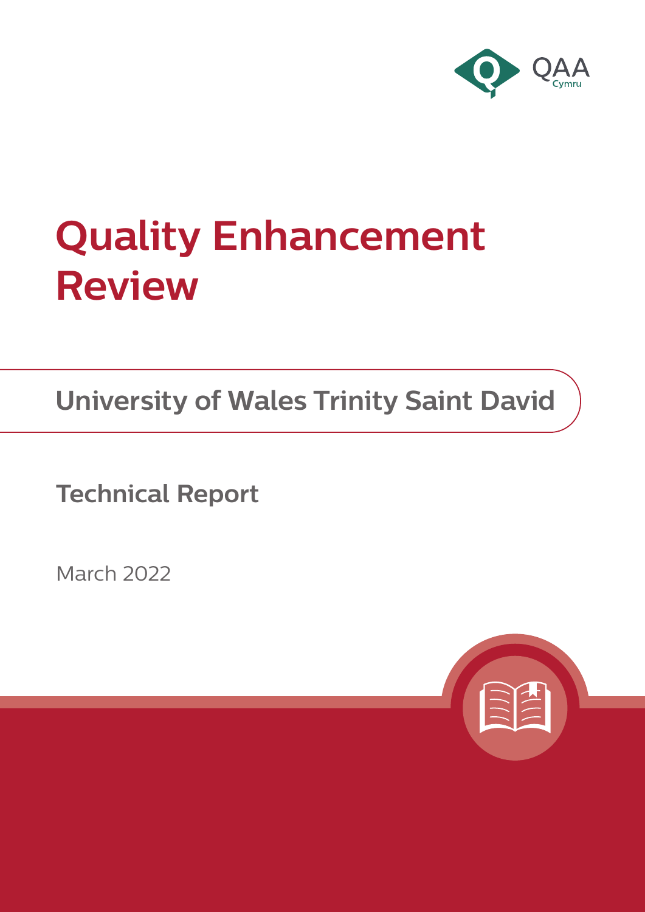QAA Cymru

# Quality Enhancement Review

## University of Wales Trinity Saint David

### Technical Report

March 2022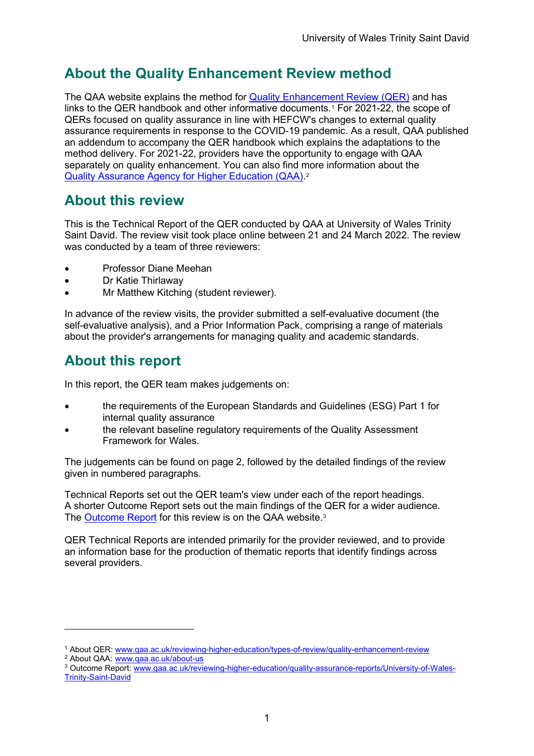## About the Quality Enhancement Review method

The QAA website explains the method for [Quality Enhancement Review (QER)](www.qaa.ac.uk/reviewing-higher-education/types-of-review/quality-enhancement-review) and has links to the QER handbook and other informative documents.[1] For 2021-22, the scope of QERs focused on quality assurance in line with HEFCW's changes to external quality assurance requirements in response to the COVID-19 pandemic. As a result, QAA published an addendum to accompany the QER handbook which explains the adaptations to the method delivery. For 2021-22, providers have the opportunity to engage with QAA separately on quality enhancement. You can also find more information about the [Quality Assurance Agency for Higher Education (QAA)](www.qaa.ac.uk/about-us).[2]

## About this review

This is the Technical Report of the QER conducted by QAA at University of Wales Trinity Saint David. The review visit took place online between 21 and 24 March 2022. The review was conducted by a team of three reviewers:

- Professor Diane Meehan
- Dr Katie Thirlaway
- Mr Matthew Kitching (student reviewer).

In advance of the review visits, the provider submitted a self-evaluative document (the self-evaluative analysis), and a Prior Information Pack, comprising a range of materials about the provider's arrangements for managing quality and academic standards.

## About this report

In this report, the QER team makes judgements on:

- the requirements of the European Standards and Guidelines (ESG) Part 1 for internal quality assurance
- the relevant baseline regulatory requirements of the Quality Assessment Framework for Wales.

The judgements can be found on page 2, followed by the detailed findings of the review given in numbered paragraphs.

Technical Reports set out the QER team's view under each of the report headings. A shorter Outcome Report sets out the main findings of the QER for a wider audience. The [Outcome Report](www.qaa.ac.uk/reviewing-higher-education/quality-assurance-reports/University-of-Wales-Trinity-Saint-David) for this review is on the QAA website.[3]

QER Technical Reports are intended primarily for the provider reviewed, and to provide an information base for the production of thematic reports that identify findings across several providers.

---

[1] About QER: www.qaa.ac.uk/reviewing-higher-education/types-of-review/quality-enhancement-review
[2] About QAA: www.qaa.ac.uk/about-us
[3] Outcome Report: www.qaa.ac.uk/reviewing-higher-education/quality-assurance-reports/University-of-Wales-Trinity-Saint-David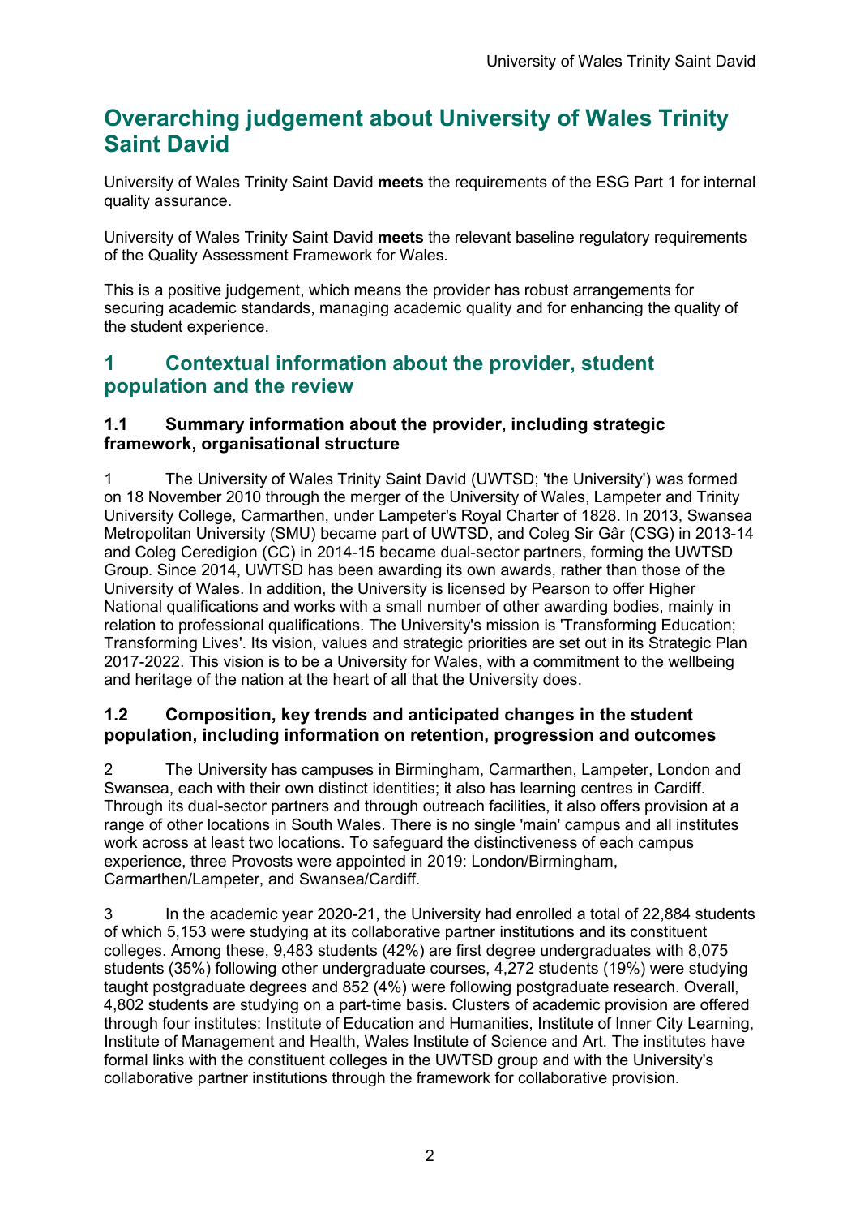# Overarching judgement about University of Wales Trinity Saint David

University of Wales Trinity Saint David **meets** the requirements of the ESG Part 1 for internal quality assurance.

University of Wales Trinity Saint David **meets** the relevant baseline regulatory requirements of the Quality Assessment Framework for Wales.

This is a positive judgement, which means the provider has robust arrangements for securing academic standards, managing academic quality and for enhancing the quality of the student experience.

## 1 Contextual information about the provider, student population and the review

### 1.1 Summary information about the provider, including strategic framework, organisational structure

1 The University of Wales Trinity Saint David (UWTSD; 'the University') was formed on 18 November 2010 through the merger of the University of Wales, Lampeter and Trinity University College, Carmarthen, under Lampeter's Royal Charter of 1828. In 2013, Swansea Metropolitan University (SMU) became part of UWTSD, and Coleg Sir Gâr (CSG) in 2013-14 and Coleg Ceredigion (CC) in 2014-15 became dual-sector partners, forming the UWTSD Group. Since 2014, UWTSD has been awarding its own awards, rather than those of the University of Wales. In addition, the University is licensed by Pearson to offer Higher National qualifications and works with a small number of other awarding bodies, mainly in relation to professional qualifications. The University's mission is 'Transforming Education; Transforming Lives'. Its vision, values and strategic priorities are set out in its Strategic Plan 2017-2022. This vision is to be a University for Wales, with a commitment to the wellbeing and heritage of the nation at the heart of all that the University does.

### 1.2 Composition, key trends and anticipated changes in the student population, including information on retention, progression and outcomes

2 The University has campuses in Birmingham, Carmarthen, Lampeter, London and Swansea, each with their own distinct identities; it also has learning centres in Cardiff. Through its dual-sector partners and through outreach facilities, it also offers provision at a range of other locations in South Wales. There is no single 'main' campus and all institutes work across at least two locations. To safeguard the distinctiveness of each campus experience, three Provosts were appointed in 2019: London/Birmingham, Carmarthen/Lampeter, and Swansea/Cardiff.

3 In the academic year 2020-21, the University had enrolled a total of 22,884 students of which 5,153 were studying at its collaborative partner institutions and its constituent colleges. Among these, 9,483 students (42%) are first degree undergraduates with 8,075 students (35%) following other undergraduate courses, 4,272 students (19%) were studying taught postgraduate degrees and 852 (4%) were following postgraduate research. Overall, 4,802 students are studying on a part-time basis. Clusters of academic provision are offered through four institutes: Institute of Education and Humanities, Institute of Inner City Learning, Institute of Management and Health, Wales Institute of Science and Art. The institutes have formal links with the constituent colleges in the UWTSD group and with the University's collaborative partner institutions through the framework for collaborative provision.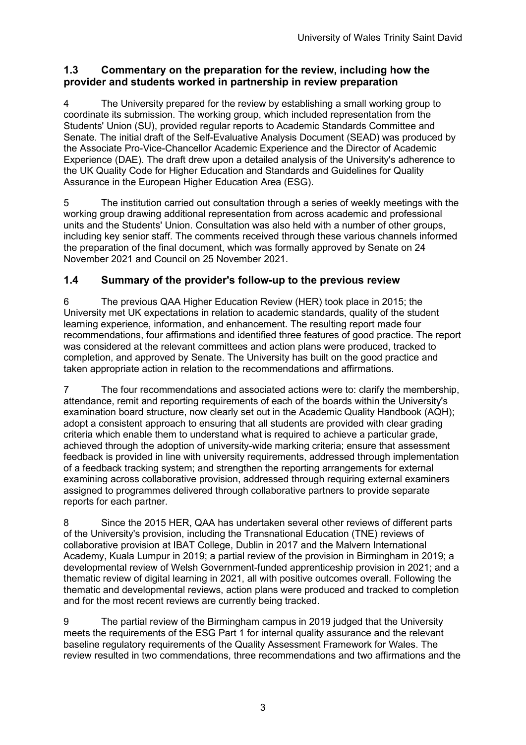### 1.3 Commentary on the preparation for the review, including how the provider and students worked in partnership in review preparation

4 The University prepared for the review by establishing a small working group to coordinate its submission. The working group, which included representation from the Students' Union (SU), provided regular reports to Academic Standards Committee and Senate. The initial draft of the Self-Evaluative Analysis Document (SEAD) was produced by the Associate Pro-Vice-Chancellor Academic Experience and the Director of Academic Experience (DAE). The draft drew upon a detailed analysis of the University's adherence to the UK Quality Code for Higher Education and Standards and Guidelines for Quality Assurance in the European Higher Education Area (ESG).

5 The institution carried out consultation through a series of weekly meetings with the working group drawing additional representation from across academic and professional units and the Students' Union. Consultation was also held with a number of other groups, including key senior staff. The comments received through these various channels informed the preparation of the final document, which was formally approved by Senate on 24 November 2021 and Council on 25 November 2021.

### 1.4 Summary of the provider's follow-up to the previous review

6 The previous QAA Higher Education Review (HER) took place in 2015; the University met UK expectations in relation to academic standards, quality of the student learning experience, information, and enhancement. The resulting report made four recommendations, four affirmations and identified three features of good practice. The report was considered at the relevant committees and action plans were produced, tracked to completion, and approved by Senate. The University has built on the good practice and taken appropriate action in relation to the recommendations and affirmations.

7 The four recommendations and associated actions were to: clarify the membership, attendance, remit and reporting requirements of each of the boards within the University's examination board structure, now clearly set out in the Academic Quality Handbook (AQH); adopt a consistent approach to ensuring that all students are provided with clear grading criteria which enable them to understand what is required to achieve a particular grade, achieved through the adoption of university-wide marking criteria; ensure that assessment feedback is provided in line with university requirements, addressed through implementation of a feedback tracking system; and strengthen the reporting arrangements for external examining across collaborative provision, addressed through requiring external examiners assigned to programmes delivered through collaborative partners to provide separate reports for each partner.

8 Since the 2015 HER, QAA has undertaken several other reviews of different parts of the University's provision, including the Transnational Education (TNE) reviews of collaborative provision at IBAT College, Dublin in 2017 and the Malvern International Academy, Kuala Lumpur in 2019; a partial review of the provision in Birmingham in 2019; a developmental review of Welsh Government-funded apprenticeship provision in 2021; and a thematic review of digital learning in 2021, all with positive outcomes overall. Following the thematic and developmental reviews, action plans were produced and tracked to completion and for the most recent reviews are currently being tracked.

9 The partial review of the Birmingham campus in 2019 judged that the University meets the requirements of the ESG Part 1 for internal quality assurance and the relevant baseline regulatory requirements of the Quality Assessment Framework for Wales. The review resulted in two commendations, three recommendations and two affirmations and the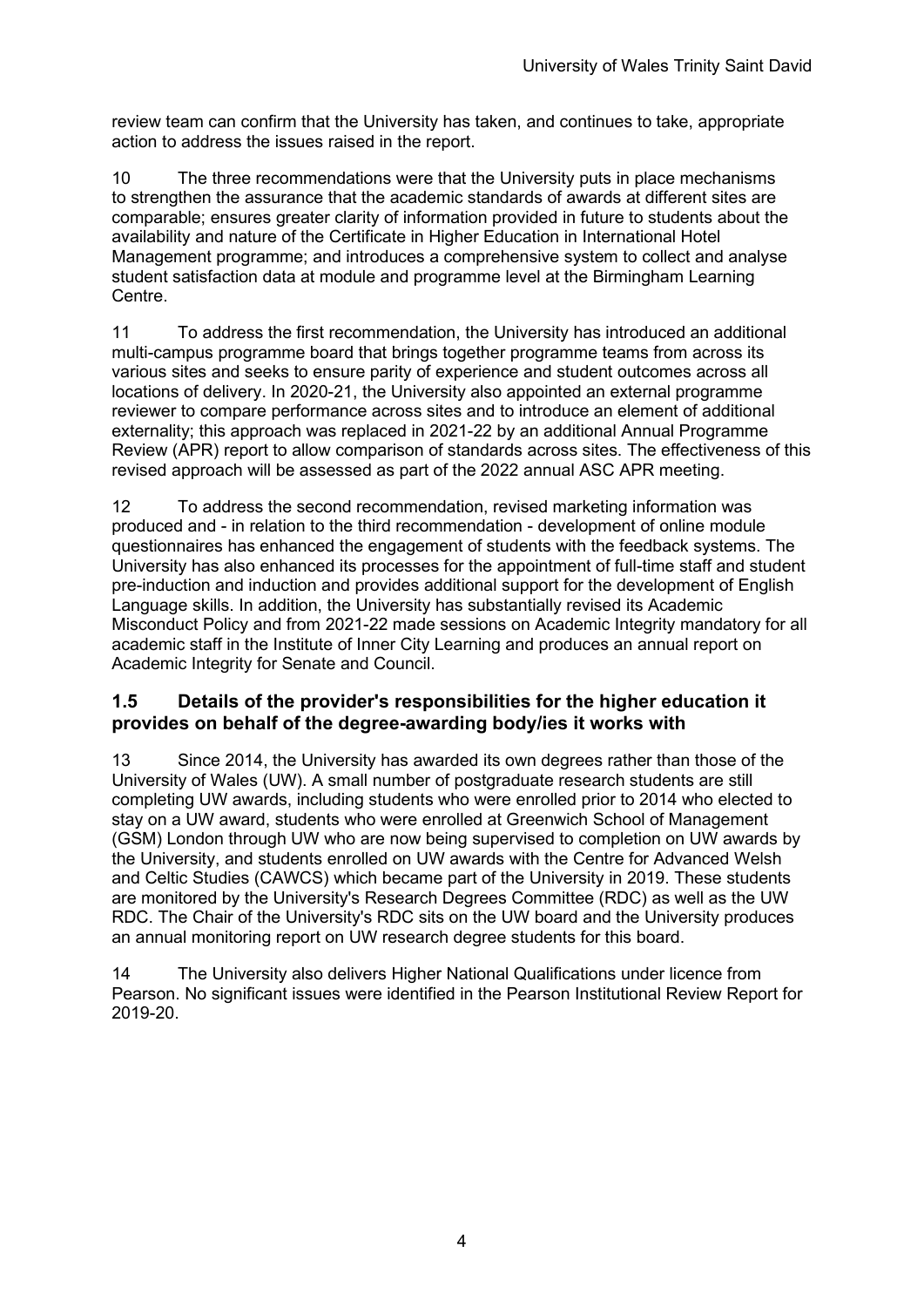review team can confirm that the University has taken, and continues to take, appropriate action to address the issues raised in the report.

10 The three recommendations were that the University puts in place mechanisms to strengthen the assurance that the academic standards of awards at different sites are comparable; ensures greater clarity of information provided in future to students about the availability and nature of the Certificate in Higher Education in International Hotel Management programme; and introduces a comprehensive system to collect and analyse student satisfaction data at module and programme level at the Birmingham Learning Centre.

11 To address the first recommendation, the University has introduced an additional multi-campus programme board that brings together programme teams from across its various sites and seeks to ensure parity of experience and student outcomes across all locations of delivery. In 2020-21, the University also appointed an external programme reviewer to compare performance across sites and to introduce an element of additional externality; this approach was replaced in 2021-22 by an additional Annual Programme Review (APR) report to allow comparison of standards across sites. The effectiveness of this revised approach will be assessed as part of the 2022 annual ASC APR meeting.

12 To address the second recommendation, revised marketing information was produced and - in relation to the third recommendation - development of online module questionnaires has enhanced the engagement of students with the feedback systems. The University has also enhanced its processes for the appointment of full-time staff and student pre-induction and induction and provides additional support for the development of English Language skills. In addition, the University has substantially revised its Academic Misconduct Policy and from 2021-22 made sessions on Academic Integrity mandatory for all academic staff in the Institute of Inner City Learning and produces an annual report on Academic Integrity for Senate and Council.

## 1.5 Details of the provider's responsibilities for the higher education it provides on behalf of the degree-awarding body/ies it works with

13 Since 2014, the University has awarded its own degrees rather than those of the University of Wales (UW). A small number of postgraduate research students are still completing UW awards, including students who were enrolled prior to 2014 who elected to stay on a UW award, students who were enrolled at Greenwich School of Management (GSM) London through UW who are now being supervised to completion on UW awards by the University, and students enrolled on UW awards with the Centre for Advanced Welsh and Celtic Studies (CAWCS) which became part of the University in 2019. These students are monitored by the University's Research Degrees Committee (RDC) as well as the UW RDC. The Chair of the University's RDC sits on the UW board and the University produces an annual monitoring report on UW research degree students for this board.

14 The University also delivers Higher National Qualifications under licence from Pearson. No significant issues were identified in the Pearson Institutional Review Report for 2019-20.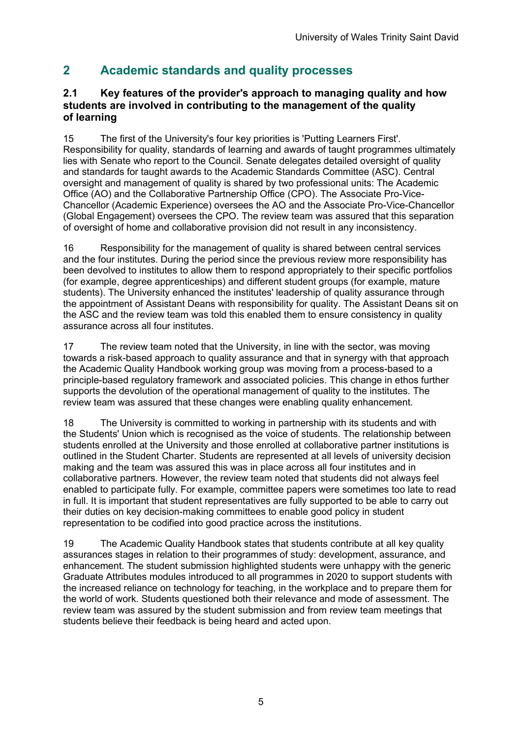## 2 Academic standards and quality processes

### 2.1 Key features of the provider's approach to managing quality and how students are involved in contributing to the management of the quality of learning

15 The first of the University's four key priorities is 'Putting Learners First'. Responsibility for quality, standards of learning and awards of taught programmes ultimately lies with Senate who report to the Council. Senate delegates detailed oversight of quality and standards for taught awards to the Academic Standards Committee (ASC). Central oversight and management of quality is shared by two professional units: The Academic Office (AO) and the Collaborative Partnership Office (CPO). The Associate Pro-Vice-Chancellor (Academic Experience) oversees the AO and the Associate Pro-Vice-Chancellor (Global Engagement) oversees the CPO. The review team was assured that this separation of oversight of home and collaborative provision did not result in any inconsistency.

16 Responsibility for the management of quality is shared between central services and the four institutes. During the period since the previous review more responsibility has been devolved to institutes to allow them to respond appropriately to their specific portfolios (for example, degree apprenticeships) and different student groups (for example, mature students). The University enhanced the institutes' leadership of quality assurance through the appointment of Assistant Deans with responsibility for quality. The Assistant Deans sit on the ASC and the review team was told this enabled them to ensure consistency in quality assurance across all four institutes.

17 The review team noted that the University, in line with the sector, was moving towards a risk-based approach to quality assurance and that in synergy with that approach the Academic Quality Handbook working group was moving from a process-based to a principle-based regulatory framework and associated policies. This change in ethos further supports the devolution of the operational management of quality to the institutes. The review team was assured that these changes were enabling quality enhancement.

18 The University is committed to working in partnership with its students and with the Students' Union which is recognised as the voice of students. The relationship between students enrolled at the University and those enrolled at collaborative partner institutions is outlined in the Student Charter. Students are represented at all levels of university decision making and the team was assured this was in place across all four institutes and in collaborative partners. However, the review team noted that students did not always feel enabled to participate fully. For example, committee papers were sometimes too late to read in full. It is important that student representatives are fully supported to be able to carry out their duties on key decision-making committees to enable good policy in student representation to be codified into good practice across the institutions.

19 The Academic Quality Handbook states that students contribute at all key quality assurances stages in relation to their programmes of study: development, assurance, and enhancement. The student submission highlighted students were unhappy with the generic Graduate Attributes modules introduced to all programmes in 2020 to support students with the increased reliance on technology for teaching, in the workplace and to prepare them for the world of work. Students questioned both their relevance and mode of assessment. The review team was assured by the student submission and from review team meetings that students believe their feedback is being heard and acted upon.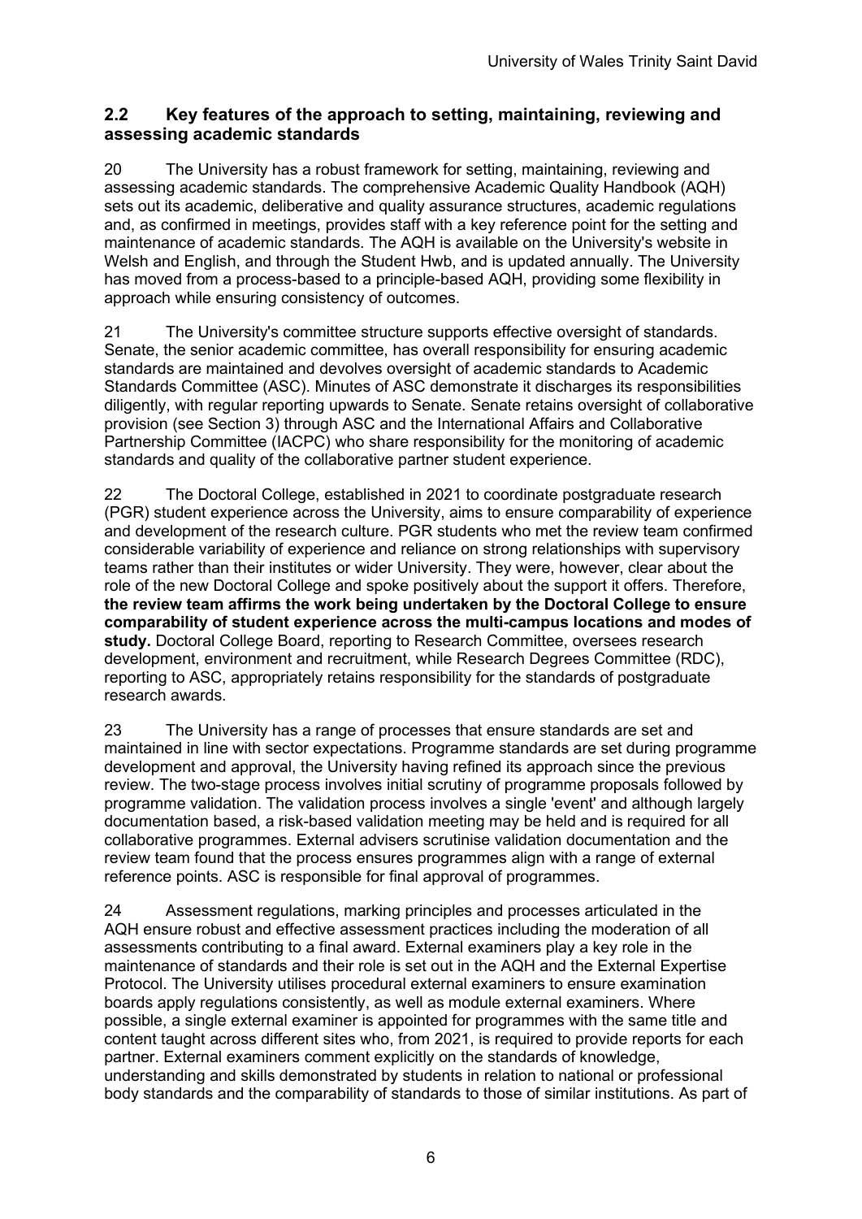## 2.2 Key features of the approach to setting, maintaining, reviewing and assessing academic standards

20 The University has a robust framework for setting, maintaining, reviewing and assessing academic standards. The comprehensive Academic Quality Handbook (AQH) sets out its academic, deliberative and quality assurance structures, academic regulations and, as confirmed in meetings, provides staff with a key reference point for the setting and maintenance of academic standards. The AQH is available on the University's website in Welsh and English, and through the Student Hwb, and is updated annually. The University has moved from a process-based to a principle-based AQH, providing some flexibility in approach while ensuring consistency of outcomes.

21 The University's committee structure supports effective oversight of standards. Senate, the senior academic committee, has overall responsibility for ensuring academic standards are maintained and devolves oversight of academic standards to Academic Standards Committee (ASC). Minutes of ASC demonstrate it discharges its responsibilities diligently, with regular reporting upwards to Senate. Senate retains oversight of collaborative provision (see Section 3) through ASC and the International Affairs and Collaborative Partnership Committee (IACPC) who share responsibility for the monitoring of academic standards and quality of the collaborative partner student experience.

22 The Doctoral College, established in 2021 to coordinate postgraduate research (PGR) student experience across the University, aims to ensure comparability of experience and development of the research culture. PGR students who met the review team confirmed considerable variability of experience and reliance on strong relationships with supervisory teams rather than their institutes or wider University. They were, however, clear about the role of the new Doctoral College and spoke positively about the support it offers. Therefore, **the review team affirms the work being undertaken by the Doctoral College to ensure comparability of student experience across the multi-campus locations and modes of study.** Doctoral College Board, reporting to Research Committee, oversees research development, environment and recruitment, while Research Degrees Committee (RDC), reporting to ASC, appropriately retains responsibility for the standards of postgraduate research awards.

23 The University has a range of processes that ensure standards are set and maintained in line with sector expectations. Programme standards are set during programme development and approval, the University having refined its approach since the previous review. The two-stage process involves initial scrutiny of programme proposals followed by programme validation. The validation process involves a single 'event' and although largely documentation based, a risk-based validation meeting may be held and is required for all collaborative programmes. External advisers scrutinise validation documentation and the review team found that the process ensures programmes align with a range of external reference points. ASC is responsible for final approval of programmes.

24 Assessment regulations, marking principles and processes articulated in the AQH ensure robust and effective assessment practices including the moderation of all assessments contributing to a final award. External examiners play a key role in the maintenance of standards and their role is set out in the AQH and the External Expertise Protocol. The University utilises procedural external examiners to ensure examination boards apply regulations consistently, as well as module external examiners. Where possible, a single external examiner is appointed for programmes with the same title and content taught across different sites who, from 2021, is required to provide reports for each partner. External examiners comment explicitly on the standards of knowledge, understanding and skills demonstrated by students in relation to national or professional body standards and the comparability of standards to those of similar institutions. As part of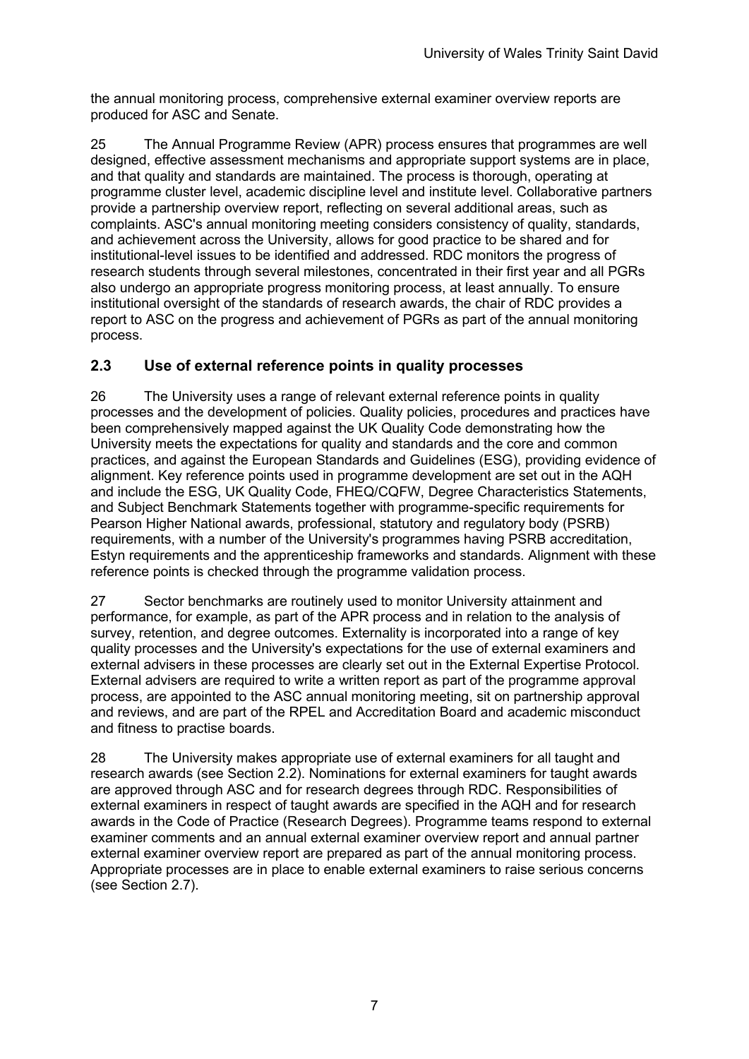the annual monitoring process, comprehensive external examiner overview reports are produced for ASC and Senate.

25 The Annual Programme Review (APR) process ensures that programmes are well designed, effective assessment mechanisms and appropriate support systems are in place, and that quality and standards are maintained. The process is thorough, operating at programme cluster level, academic discipline level and institute level. Collaborative partners provide a partnership overview report, reflecting on several additional areas, such as complaints. ASC's annual monitoring meeting considers consistency of quality, standards, and achievement across the University, allows for good practice to be shared and for institutional-level issues to be identified and addressed. RDC monitors the progress of research students through several milestones, concentrated in their first year and all PGRs also undergo an appropriate progress monitoring process, at least annually. To ensure institutional oversight of the standards of research awards, the chair of RDC provides a report to ASC on the progress and achievement of PGRs as part of the annual monitoring process.

## 2.3 Use of external reference points in quality processes

26 The University uses a range of relevant external reference points in quality processes and the development of policies. Quality policies, procedures and practices have been comprehensively mapped against the UK Quality Code demonstrating how the University meets the expectations for quality and standards and the core and common practices, and against the European Standards and Guidelines (ESG), providing evidence of alignment. Key reference points used in programme development are set out in the AQH and include the ESG, UK Quality Code, FHEQ/CQFW, Degree Characteristics Statements, and Subject Benchmark Statements together with programme-specific requirements for Pearson Higher National awards, professional, statutory and regulatory body (PSRB) requirements, with a number of the University's programmes having PSRB accreditation, Estyn requirements and the apprenticeship frameworks and standards. Alignment with these reference points is checked through the programme validation process.

27 Sector benchmarks are routinely used to monitor University attainment and performance, for example, as part of the APR process and in relation to the analysis of survey, retention, and degree outcomes. Externality is incorporated into a range of key quality processes and the University's expectations for the use of external examiners and external advisers in these processes are clearly set out in the External Expertise Protocol. External advisers are required to write a written report as part of the programme approval process, are appointed to the ASC annual monitoring meeting, sit on partnership approval and reviews, and are part of the RPEL and Accreditation Board and academic misconduct and fitness to practise boards.

28 The University makes appropriate use of external examiners for all taught and research awards (see Section 2.2). Nominations for external examiners for taught awards are approved through ASC and for research degrees through RDC. Responsibilities of external examiners in respect of taught awards are specified in the AQH and for research awards in the Code of Practice (Research Degrees). Programme teams respond to external examiner comments and an annual external examiner overview report and annual partner external examiner overview report are prepared as part of the annual monitoring process. Appropriate processes are in place to enable external examiners to raise serious concerns (see Section 2.7).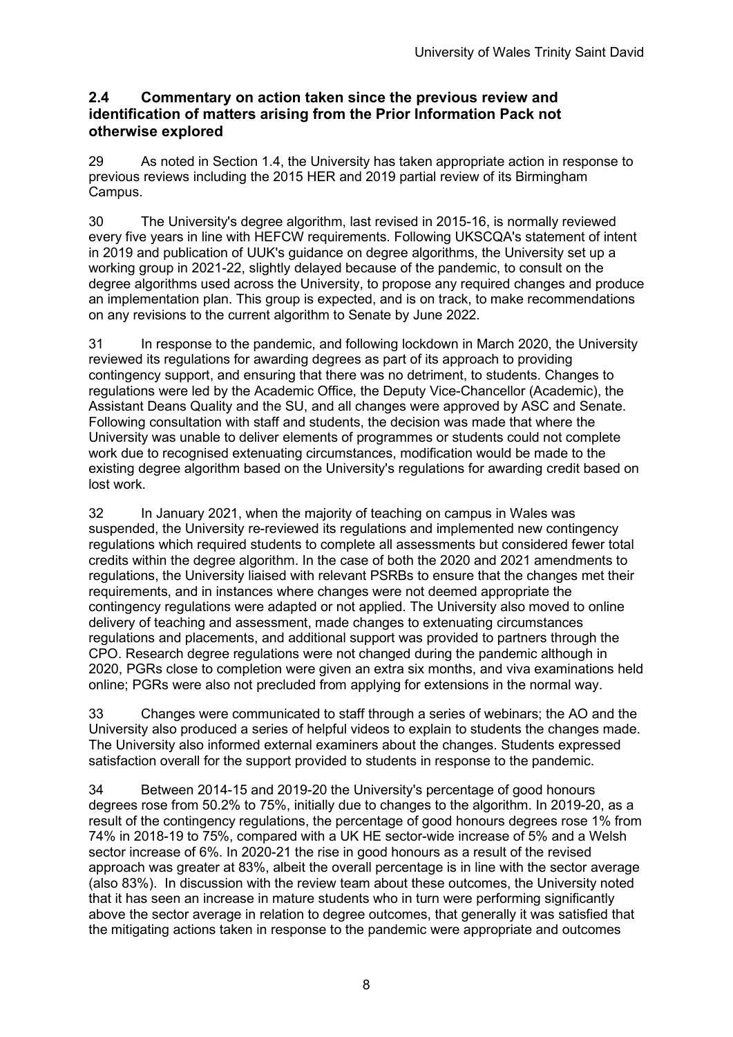### 2.4 Commentary on action taken since the previous review and identification of matters arising from the Prior Information Pack not otherwise explored

29 As noted in Section 1.4, the University has taken appropriate action in response to previous reviews including the 2015 HER and 2019 partial review of its Birmingham Campus.

30 The University's degree algorithm, last revised in 2015-16, is normally reviewed every five years in line with HEFCW requirements. Following UKSCQA's statement of intent in 2019 and publication of UUK's guidance on degree algorithms, the University set up a working group in 2021-22, slightly delayed because of the pandemic, to consult on the degree algorithms used across the University, to propose any required changes and produce an implementation plan. This group is expected, and is on track, to make recommendations on any revisions to the current algorithm to Senate by June 2022.

31 In response to the pandemic, and following lockdown in March 2020, the University reviewed its regulations for awarding degrees as part of its approach to providing contingency support, and ensuring that there was no detriment, to students. Changes to regulations were led by the Academic Office, the Deputy Vice-Chancellor (Academic), the Assistant Deans Quality and the SU, and all changes were approved by ASC and Senate. Following consultation with staff and students, the decision was made that where the University was unable to deliver elements of programmes or students could not complete work due to recognised extenuating circumstances, modification would be made to the existing degree algorithm based on the University's regulations for awarding credit based on lost work.

32 In January 2021, when the majority of teaching on campus in Wales was suspended, the University re-reviewed its regulations and implemented new contingency regulations which required students to complete all assessments but considered fewer total credits within the degree algorithm. In the case of both the 2020 and 2021 amendments to regulations, the University liaised with relevant PSRBs to ensure that the changes met their requirements, and in instances where changes were not deemed appropriate the contingency regulations were adapted or not applied. The University also moved to online delivery of teaching and assessment, made changes to extenuating circumstances regulations and placements, and additional support was provided to partners through the CPO. Research degree regulations were not changed during the pandemic although in 2020, PGRs close to completion were given an extra six months, and viva examinations held online; PGRs were also not precluded from applying for extensions in the normal way.

33 Changes were communicated to staff through a series of webinars; the AO and the University also produced a series of helpful videos to explain to students the changes made. The University also informed external examiners about the changes. Students expressed satisfaction overall for the support provided to students in response to the pandemic.

34 Between 2014-15 and 2019-20 the University's percentage of good honours degrees rose from 50.2% to 75%, initially due to changes to the algorithm. In 2019-20, as a result of the contingency regulations, the percentage of good honours degrees rose 1% from 74% in 2018-19 to 75%, compared with a UK HE sector-wide increase of 5% and a Welsh sector increase of 6%. In 2020-21 the rise in good honours as a result of the revised approach was greater at 83%, albeit the overall percentage is in line with the sector average (also 83%). In discussion with the review team about these outcomes, the University noted that it has seen an increase in mature students who in turn were performing significantly above the sector average in relation to degree outcomes, that generally it was satisfied that the mitigating actions taken in response to the pandemic were appropriate and outcomes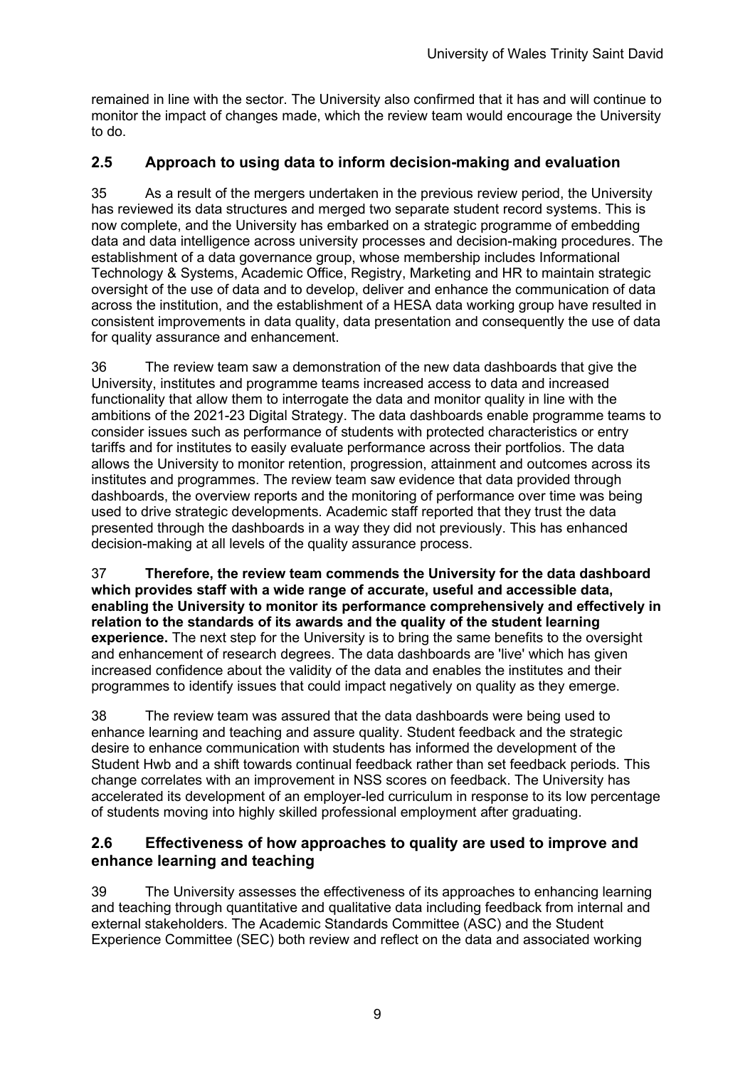remained in line with the sector. The University also confirmed that it has and will continue to monitor the impact of changes made, which the review team would encourage the University to do.

## 2.5 Approach to using data to inform decision-making and evaluation

35 As a result of the mergers undertaken in the previous review period, the University has reviewed its data structures and merged two separate student record systems. This is now complete, and the University has embarked on a strategic programme of embedding data and data intelligence across university processes and decision-making procedures. The establishment of a data governance group, whose membership includes Informational Technology & Systems, Academic Office, Registry, Marketing and HR to maintain strategic oversight of the use of data and to develop, deliver and enhance the communication of data across the institution, and the establishment of a HESA data working group have resulted in consistent improvements in data quality, data presentation and consequently the use of data for quality assurance and enhancement.

36 The review team saw a demonstration of the new data dashboards that give the University, institutes and programme teams increased access to data and increased functionality that allow them to interrogate the data and monitor quality in line with the ambitions of the 2021-23 Digital Strategy. The data dashboards enable programme teams to consider issues such as performance of students with protected characteristics or entry tariffs and for institutes to easily evaluate performance across their portfolios. The data allows the University to monitor retention, progression, attainment and outcomes across its institutes and programmes. The review team saw evidence that data provided through dashboards, the overview reports and the monitoring of performance over time was being used to drive strategic developments. Academic staff reported that they trust the data presented through the dashboards in a way they did not previously. This has enhanced decision-making at all levels of the quality assurance process.

37 **Therefore, the review team commends the University for the data dashboard which provides staff with a wide range of accurate, useful and accessible data, enabling the University to monitor its performance comprehensively and effectively in relation to the standards of its awards and the quality of the student learning experience.** The next step for the University is to bring the same benefits to the oversight and enhancement of research degrees. The data dashboards are 'live' which has given increased confidence about the validity of the data and enables the institutes and their programmes to identify issues that could impact negatively on quality as they emerge.

38 The review team was assured that the data dashboards were being used to enhance learning and teaching and assure quality. Student feedback and the strategic desire to enhance communication with students has informed the development of the Student Hwb and a shift towards continual feedback rather than set feedback periods. This change correlates with an improvement in NSS scores on feedback. The University has accelerated its development of an employer-led curriculum in response to its low percentage of students moving into highly skilled professional employment after graduating.

## 2.6 Effectiveness of how approaches to quality are used to improve and enhance learning and teaching

39 The University assesses the effectiveness of its approaches to enhancing learning and teaching through quantitative and qualitative data including feedback from internal and external stakeholders. The Academic Standards Committee (ASC) and the Student Experience Committee (SEC) both review and reflect on the data and associated working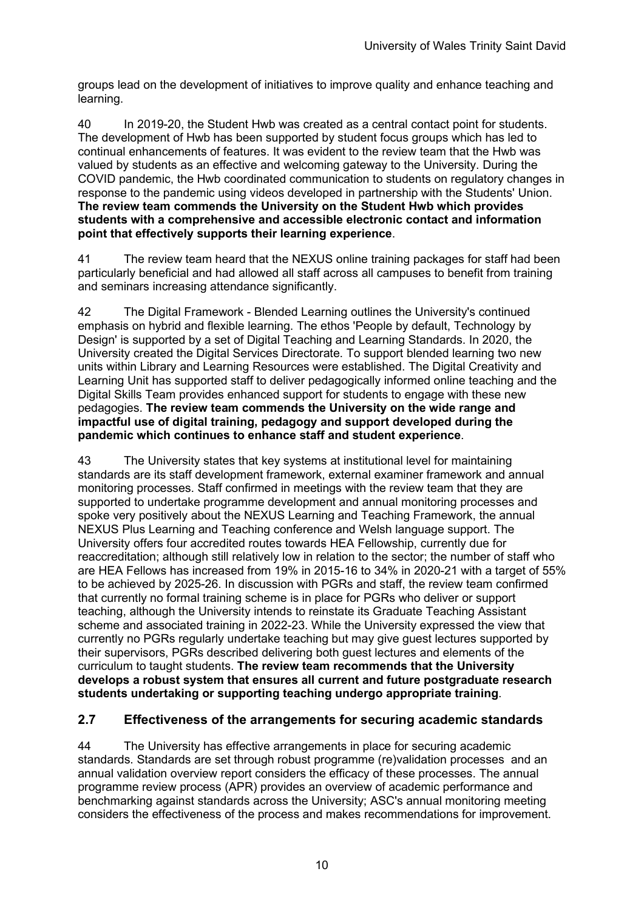groups lead on the development of initiatives to improve quality and enhance teaching and learning.

40 In 2019-20, the Student Hwb was created as a central contact point for students. The development of Hwb has been supported by student focus groups which has led to continual enhancements of features. It was evident to the review team that the Hwb was valued by students as an effective and welcoming gateway to the University. During the COVID pandemic, the Hwb coordinated communication to students on regulatory changes in response to the pandemic using videos developed in partnership with the Students' Union. **The review team commends the University on the Student Hwb which provides students with a comprehensive and accessible electronic contact and information point that effectively supports their learning experience**.

41 The review team heard that the NEXUS online training packages for staff had been particularly beneficial and had allowed all staff across all campuses to benefit from training and seminars increasing attendance significantly.

42 The Digital Framework - Blended Learning outlines the University's continued emphasis on hybrid and flexible learning. The ethos 'People by default, Technology by Design' is supported by a set of Digital Teaching and Learning Standards. In 2020, the University created the Digital Services Directorate. To support blended learning two new units within Library and Learning Resources were established. The Digital Creativity and Learning Unit has supported staff to deliver pedagogically informed online teaching and the Digital Skills Team provides enhanced support for students to engage with these new pedagogies. **The review team commends the University on the wide range and impactful use of digital training, pedagogy and support developed during the pandemic which continues to enhance staff and student experience**.

43 The University states that key systems at institutional level for maintaining standards are its staff development framework, external examiner framework and annual monitoring processes. Staff confirmed in meetings with the review team that they are supported to undertake programme development and annual monitoring processes and spoke very positively about the NEXUS Learning and Teaching Framework, the annual NEXUS Plus Learning and Teaching conference and Welsh language support. The University offers four accredited routes towards HEA Fellowship, currently due for reaccreditation; although still relatively low in relation to the sector; the number of staff who are HEA Fellows has increased from 19% in 2015-16 to 34% in 2020-21 with a target of 55% to be achieved by 2025-26. In discussion with PGRs and staff, the review team confirmed that currently no formal training scheme is in place for PGRs who deliver or support teaching, although the University intends to reinstate its Graduate Teaching Assistant scheme and associated training in 2022-23. While the University expressed the view that currently no PGRs regularly undertake teaching but may give guest lectures supported by their supervisors, PGRs described delivering both guest lectures and elements of the curriculum to taught students. **The review team recommends that the University develops a robust system that ensures all current and future postgraduate research students undertaking or supporting teaching undergo appropriate training**.

## 2.7 Effectiveness of the arrangements for securing academic standards

44 The University has effective arrangements in place for securing academic standards. Standards are set through robust programme (re)validation processes and an annual validation overview report considers the efficacy of these processes. The annual programme review process (APR) provides an overview of academic performance and benchmarking against standards across the University; ASC's annual monitoring meeting considers the effectiveness of the process and makes recommendations for improvement.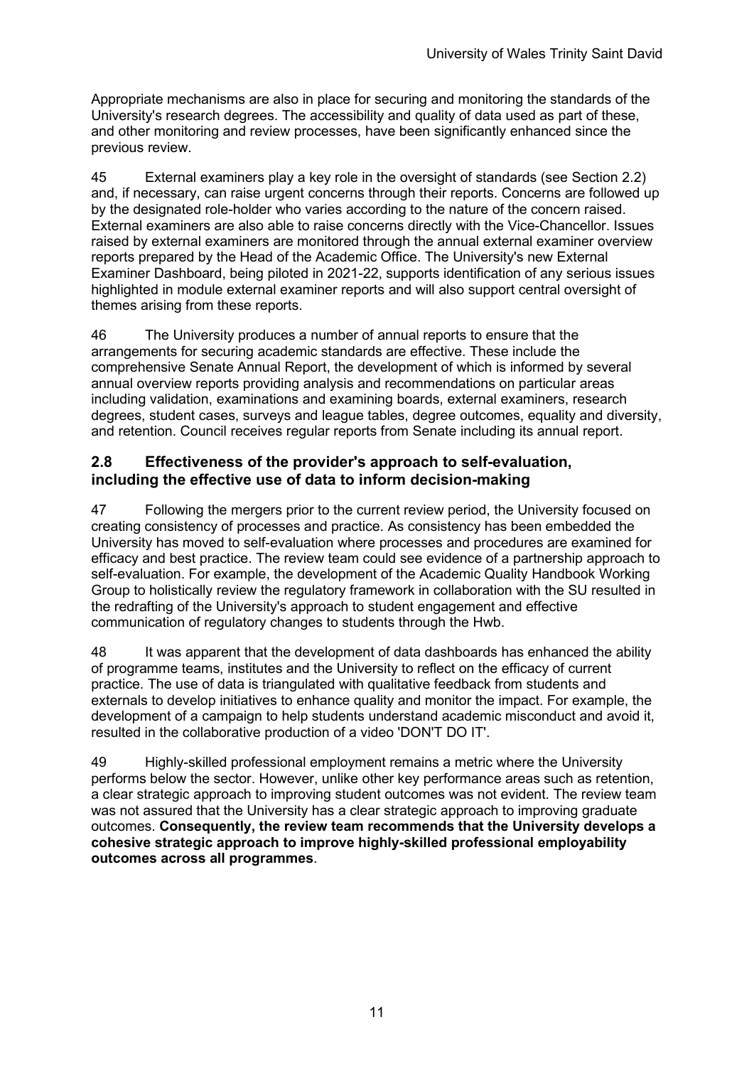Appropriate mechanisms are also in place for securing and monitoring the standards of the University's research degrees. The accessibility and quality of data used as part of these, and other monitoring and review processes, have been significantly enhanced since the previous review.

45 External examiners play a key role in the oversight of standards (see Section 2.2) and, if necessary, can raise urgent concerns through their reports. Concerns are followed up by the designated role-holder who varies according to the nature of the concern raised. External examiners are also able to raise concerns directly with the Vice-Chancellor. Issues raised by external examiners are monitored through the annual external examiner overview reports prepared by the Head of the Academic Office. The University's new External Examiner Dashboard, being piloted in 2021-22, supports identification of any serious issues highlighted in module external examiner reports and will also support central oversight of themes arising from these reports.

46 The University produces a number of annual reports to ensure that the arrangements for securing academic standards are effective. These include the comprehensive Senate Annual Report, the development of which is informed by several annual overview reports providing analysis and recommendations on particular areas including validation, examinations and examining boards, external examiners, research degrees, student cases, surveys and league tables, degree outcomes, equality and diversity, and retention. Council receives regular reports from Senate including its annual report.

## 2.8 Effectiveness of the provider's approach to self-evaluation, including the effective use of data to inform decision-making

47 Following the mergers prior to the current review period, the University focused on creating consistency of processes and practice. As consistency has been embedded the University has moved to self-evaluation where processes and procedures are examined for efficacy and best practice. The review team could see evidence of a partnership approach to self-evaluation. For example, the development of the Academic Quality Handbook Working Group to holistically review the regulatory framework in collaboration with the SU resulted in the redrafting of the University's approach to student engagement and effective communication of regulatory changes to students through the Hwb.

48 It was apparent that the development of data dashboards has enhanced the ability of programme teams, institutes and the University to reflect on the efficacy of current practice. The use of data is triangulated with qualitative feedback from students and externals to develop initiatives to enhance quality and monitor the impact. For example, the development of a campaign to help students understand academic misconduct and avoid it, resulted in the collaborative production of a video 'DON'T DO IT'.

49 Highly-skilled professional employment remains a metric where the University performs below the sector. However, unlike other key performance areas such as retention, a clear strategic approach to improving student outcomes was not evident. The review team was not assured that the University has a clear strategic approach to improving graduate outcomes. **Consequently, the review team recommends that the University develops a cohesive strategic approach to improve highly-skilled professional employability outcomes across all programmes**.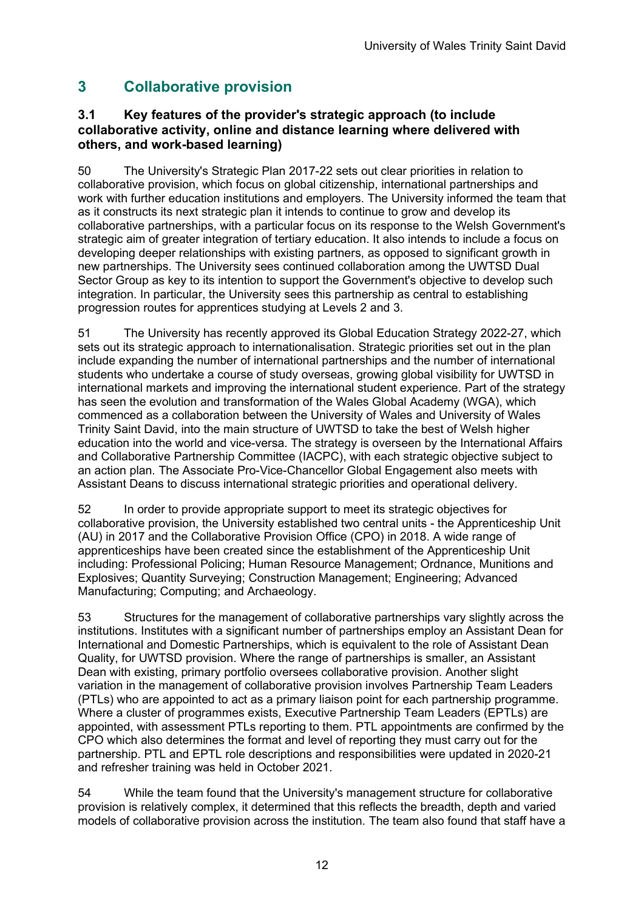## 3 Collaborative provision

### 3.1 Key features of the provider's strategic approach (to include collaborative activity, online and distance learning where delivered with others, and work-based learning)

50 The University's Strategic Plan 2017-22 sets out clear priorities in relation to collaborative provision, which focus on global citizenship, international partnerships and work with further education institutions and employers. The University informed the team that as it constructs its next strategic plan it intends to continue to grow and develop its collaborative partnerships, with a particular focus on its response to the Welsh Government's strategic aim of greater integration of tertiary education. It also intends to include a focus on developing deeper relationships with existing partners, as opposed to significant growth in new partnerships. The University sees continued collaboration among the UWTSD Dual Sector Group as key to its intention to support the Government's objective to develop such integration. In particular, the University sees this partnership as central to establishing progression routes for apprentices studying at Levels 2 and 3.

51 The University has recently approved its Global Education Strategy 2022-27, which sets out its strategic approach to internationalisation. Strategic priorities set out in the plan include expanding the number of international partnerships and the number of international students who undertake a course of study overseas, growing global visibility for UWTSD in international markets and improving the international student experience. Part of the strategy has seen the evolution and transformation of the Wales Global Academy (WGA), which commenced as a collaboration between the University of Wales and University of Wales Trinity Saint David, into the main structure of UWTSD to take the best of Welsh higher education into the world and vice-versa. The strategy is overseen by the International Affairs and Collaborative Partnership Committee (IACPC), with each strategic objective subject to an action plan. The Associate Pro-Vice-Chancellor Global Engagement also meets with Assistant Deans to discuss international strategic priorities and operational delivery.

52 In order to provide appropriate support to meet its strategic objectives for collaborative provision, the University established two central units - the Apprenticeship Unit (AU) in 2017 and the Collaborative Provision Office (CPO) in 2018. A wide range of apprenticeships have been created since the establishment of the Apprenticeship Unit including: Professional Policing; Human Resource Management; Ordnance, Munitions and Explosives; Quantity Surveying; Construction Management; Engineering; Advanced Manufacturing; Computing; and Archaeology.

53 Structures for the management of collaborative partnerships vary slightly across the institutions. Institutes with a significant number of partnerships employ an Assistant Dean for International and Domestic Partnerships, which is equivalent to the role of Assistant Dean Quality, for UWTSD provision. Where the range of partnerships is smaller, an Assistant Dean with existing, primary portfolio oversees collaborative provision. Another slight variation in the management of collaborative provision involves Partnership Team Leaders (PTLs) who are appointed to act as a primary liaison point for each partnership programme. Where a cluster of programmes exists, Executive Partnership Team Leaders (EPTLs) are appointed, with assessment PTLs reporting to them. PTL appointments are confirmed by the CPO which also determines the format and level of reporting they must carry out for the partnership. PTL and EPTL role descriptions and responsibilities were updated in 2020-21 and refresher training was held in October 2021.

54 While the team found that the University's management structure for collaborative provision is relatively complex, it determined that this reflects the breadth, depth and varied models of collaborative provision across the institution. The team also found that staff have a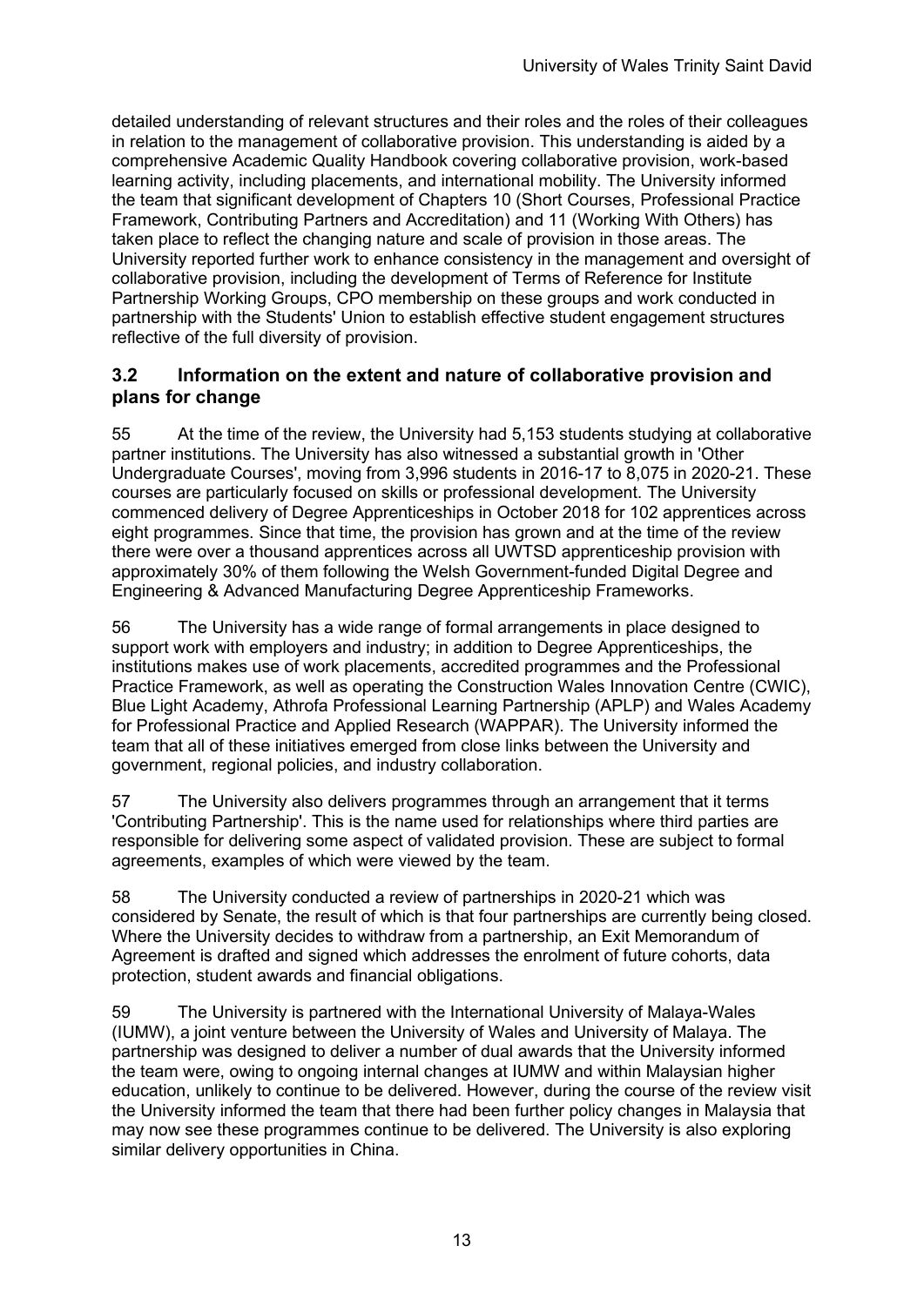detailed understanding of relevant structures and their roles and the roles of their colleagues in relation to the management of collaborative provision. This understanding is aided by a comprehensive Academic Quality Handbook covering collaborative provision, work-based learning activity, including placements, and international mobility. The University informed the team that significant development of Chapters 10 (Short Courses, Professional Practice Framework, Contributing Partners and Accreditation) and 11 (Working With Others) has taken place to reflect the changing nature and scale of provision in those areas. The University reported further work to enhance consistency in the management and oversight of collaborative provision, including the development of Terms of Reference for Institute Partnership Working Groups, CPO membership on these groups and work conducted in partnership with the Students' Union to establish effective student engagement structures reflective of the full diversity of provision.

### 3.2 Information on the extent and nature of collaborative provision and plans for change

55 At the time of the review, the University had 5,153 students studying at collaborative partner institutions. The University has also witnessed a substantial growth in 'Other Undergraduate Courses', moving from 3,996 students in 2016-17 to 8,075 in 2020-21. These courses are particularly focused on skills or professional development. The University commenced delivery of Degree Apprenticeships in October 2018 for 102 apprentices across eight programmes. Since that time, the provision has grown and at the time of the review there were over a thousand apprentices across all UWTSD apprenticeship provision with approximately 30% of them following the Welsh Government-funded Digital Degree and Engineering & Advanced Manufacturing Degree Apprenticeship Frameworks.

56 The University has a wide range of formal arrangements in place designed to support work with employers and industry; in addition to Degree Apprenticeships, the institutions makes use of work placements, accredited programmes and the Professional Practice Framework, as well as operating the Construction Wales Innovation Centre (CWIC), Blue Light Academy, Athrofa Professional Learning Partnership (APLP) and Wales Academy for Professional Practice and Applied Research (WAPPAR). The University informed the team that all of these initiatives emerged from close links between the University and government, regional policies, and industry collaboration.

57 The University also delivers programmes through an arrangement that it terms 'Contributing Partnership'. This is the name used for relationships where third parties are responsible for delivering some aspect of validated provision. These are subject to formal agreements, examples of which were viewed by the team.

58 The University conducted a review of partnerships in 2020-21 which was considered by Senate, the result of which is that four partnerships are currently being closed. Where the University decides to withdraw from a partnership, an Exit Memorandum of Agreement is drafted and signed which addresses the enrolment of future cohorts, data protection, student awards and financial obligations.

59 The University is partnered with the International University of Malaya-Wales (IUMW), a joint venture between the University of Wales and University of Malaya. The partnership was designed to deliver a number of dual awards that the University informed the team were, owing to ongoing internal changes at IUMW and within Malaysian higher education, unlikely to continue to be delivered. However, during the course of the review visit the University informed the team that there had been further policy changes in Malaysia that may now see these programmes continue to be delivered. The University is also exploring similar delivery opportunities in China.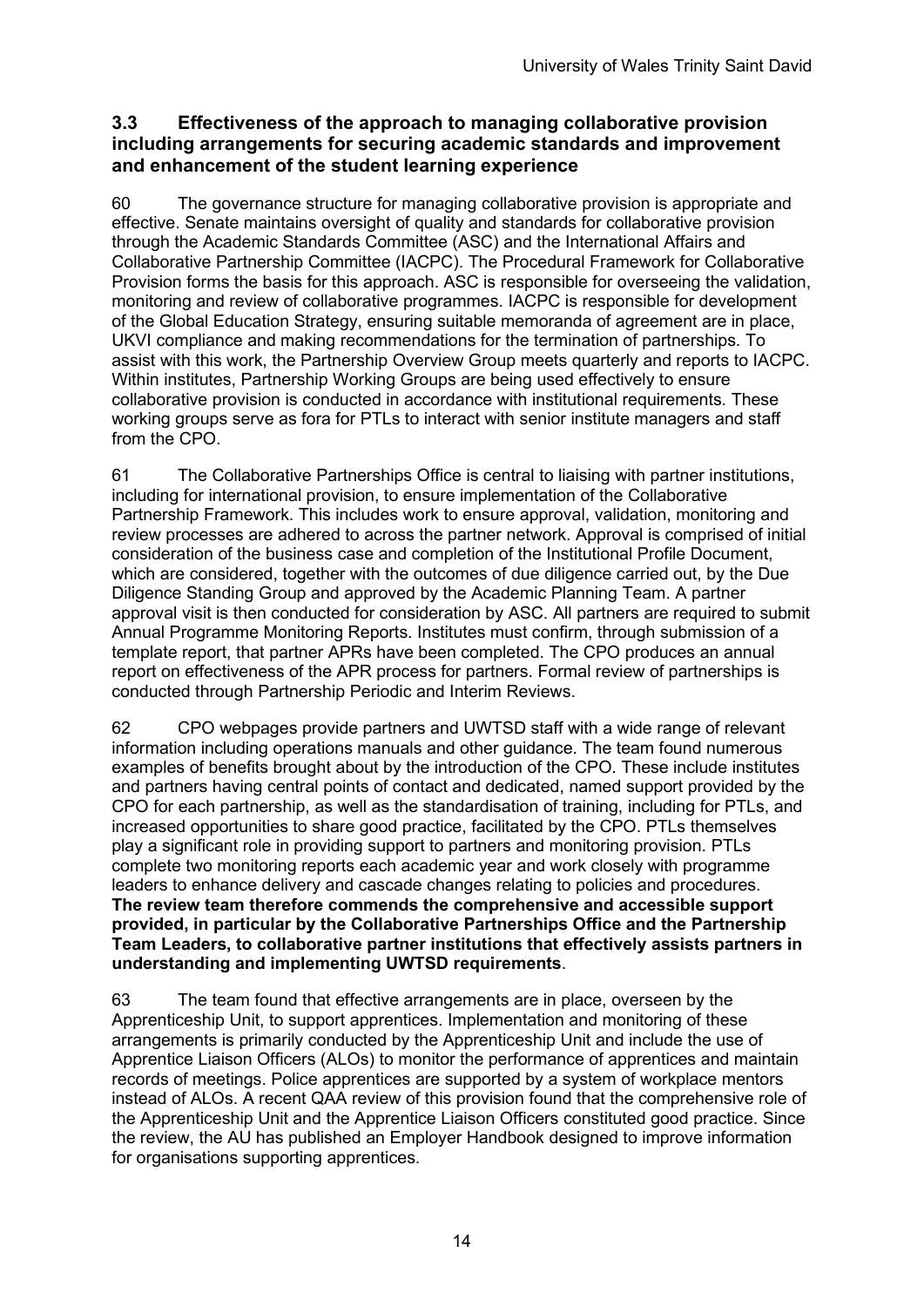### 3.3 Effectiveness of the approach to managing collaborative provision including arrangements for securing academic standards and improvement and enhancement of the student learning experience

60 The governance structure for managing collaborative provision is appropriate and effective. Senate maintains oversight of quality and standards for collaborative provision through the Academic Standards Committee (ASC) and the International Affairs and Collaborative Partnership Committee (IACPC). The Procedural Framework for Collaborative Provision forms the basis for this approach. ASC is responsible for overseeing the validation, monitoring and review of collaborative programmes. IACPC is responsible for development of the Global Education Strategy, ensuring suitable memoranda of agreement are in place, UKVI compliance and making recommendations for the termination of partnerships. To assist with this work, the Partnership Overview Group meets quarterly and reports to IACPC. Within institutes, Partnership Working Groups are being used effectively to ensure collaborative provision is conducted in accordance with institutional requirements. These working groups serve as fora for PTLs to interact with senior institute managers and staff from the CPO.

61 The Collaborative Partnerships Office is central to liaising with partner institutions, including for international provision, to ensure implementation of the Collaborative Partnership Framework. This includes work to ensure approval, validation, monitoring and review processes are adhered to across the partner network. Approval is comprised of initial consideration of the business case and completion of the Institutional Profile Document, which are considered, together with the outcomes of due diligence carried out, by the Due Diligence Standing Group and approved by the Academic Planning Team. A partner approval visit is then conducted for consideration by ASC. All partners are required to submit Annual Programme Monitoring Reports. Institutes must confirm, through submission of a template report, that partner APRs have been completed. The CPO produces an annual report on effectiveness of the APR process for partners. Formal review of partnerships is conducted through Partnership Periodic and Interim Reviews.

62 CPO webpages provide partners and UWTSD staff with a wide range of relevant information including operations manuals and other guidance. The team found numerous examples of benefits brought about by the introduction of the CPO. These include institutes and partners having central points of contact and dedicated, named support provided by the CPO for each partnership, as well as the standardisation of training, including for PTLs, and increased opportunities to share good practice, facilitated by the CPO. PTLs themselves play a significant role in providing support to partners and monitoring provision. PTLs complete two monitoring reports each academic year and work closely with programme leaders to enhance delivery and cascade changes relating to policies and procedures. **The review team therefore commends the comprehensive and accessible support provided, in particular by the Collaborative Partnerships Office and the Partnership Team Leaders, to collaborative partner institutions that effectively assists partners in understanding and implementing UWTSD requirements**.

63 The team found that effective arrangements are in place, overseen by the Apprenticeship Unit, to support apprentices. Implementation and monitoring of these arrangements is primarily conducted by the Apprenticeship Unit and include the use of Apprentice Liaison Officers (ALOs) to monitor the performance of apprentices and maintain records of meetings. Police apprentices are supported by a system of workplace mentors instead of ALOs. A recent QAA review of this provision found that the comprehensive role of the Apprenticeship Unit and the Apprentice Liaison Officers constituted good practice. Since the review, the AU has published an Employer Handbook designed to improve information for organisations supporting apprentices.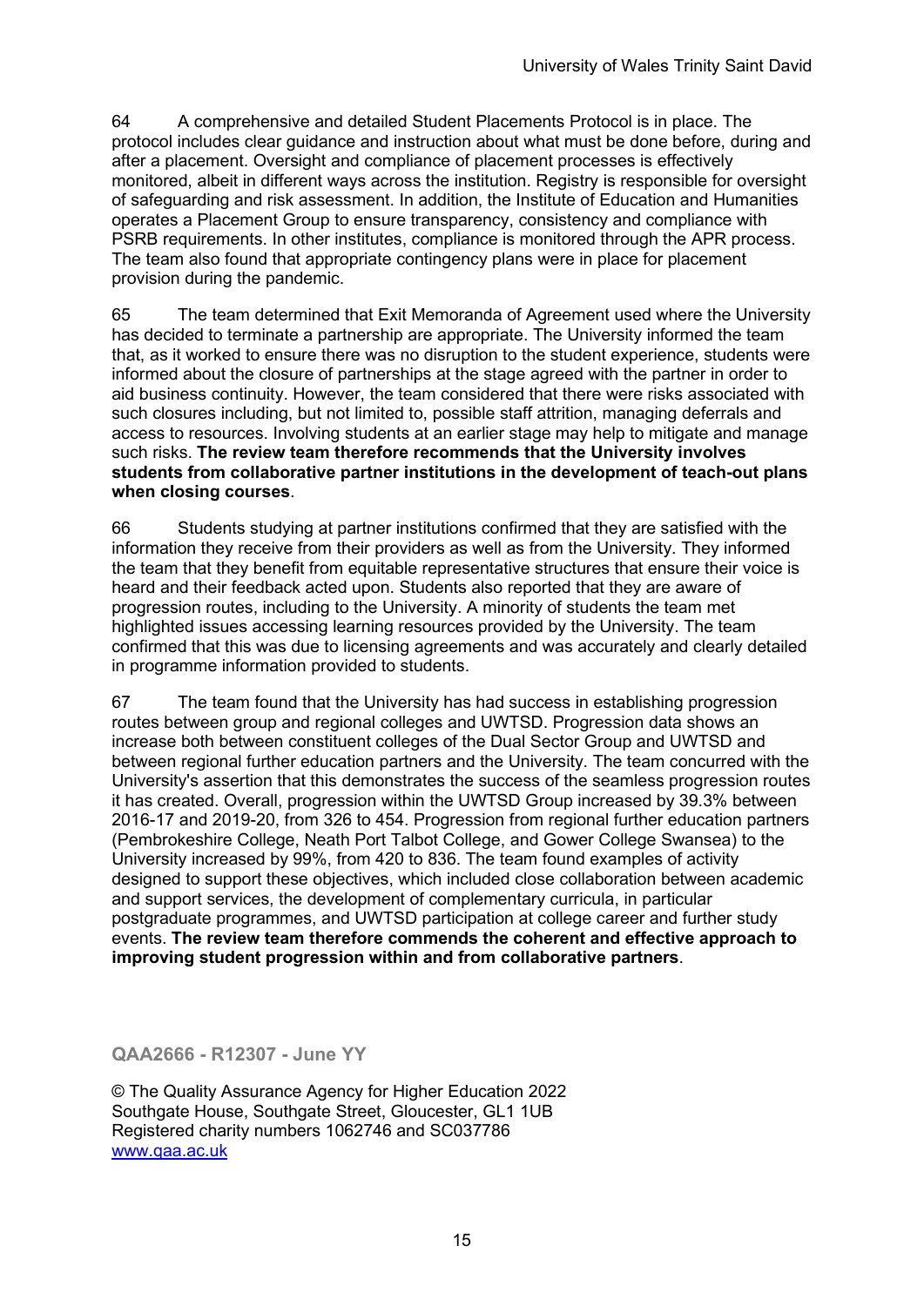64 A comprehensive and detailed Student Placements Protocol is in place. The protocol includes clear guidance and instruction about what must be done before, during and after a placement. Oversight and compliance of placement processes is effectively monitored, albeit in different ways across the institution. Registry is responsible for oversight of safeguarding and risk assessment. In addition, the Institute of Education and Humanities operates a Placement Group to ensure transparency, consistency and compliance with PSRB requirements. In other institutes, compliance is monitored through the APR process. The team also found that appropriate contingency plans were in place for placement provision during the pandemic.

65 The team determined that Exit Memoranda of Agreement used where the University has decided to terminate a partnership are appropriate. The University informed the team that, as it worked to ensure there was no disruption to the student experience, students were informed about the closure of partnerships at the stage agreed with the partner in order to aid business continuity. However, the team considered that there were risks associated with such closures including, but not limited to, possible staff attrition, managing deferrals and access to resources. Involving students at an earlier stage may help to mitigate and manage such risks. **The review team therefore recommends that the University involves students from collaborative partner institutions in the development of teach-out plans when closing courses**.

66 Students studying at partner institutions confirmed that they are satisfied with the information they receive from their providers as well as from the University. They informed the team that they benefit from equitable representative structures that ensure their voice is heard and their feedback acted upon. Students also reported that they are aware of progression routes, including to the University. A minority of students the team met highlighted issues accessing learning resources provided by the University. The team confirmed that this was due to licensing agreements and was accurately and clearly detailed in programme information provided to students.

67 The team found that the University has had success in establishing progression routes between group and regional colleges and UWTSD. Progression data shows an increase both between constituent colleges of the Dual Sector Group and UWTSD and between regional further education partners and the University. The team concurred with the University's assertion that this demonstrates the success of the seamless progression routes it has created. Overall, progression within the UWTSD Group increased by 39.3% between 2016-17 and 2019-20, from 326 to 454. Progression from regional further education partners (Pembrokeshire College, Neath Port Talbot College, and Gower College Swansea) to the University increased by 99%, from 420 to 836. The team found examples of activity designed to support these objectives, which included close collaboration between academic and support services, the development of complementary curricula, in particular postgraduate programmes, and UWTSD participation at college career and further study events. **The review team therefore commends the coherent and effective approach to improving student progression within and from collaborative partners**.

QAA2666 - R12307 - June YY

© The Quality Assurance Agency for Higher Education 2022
Southgate House, Southgate Street, Gloucester, GL1 1UB
Registered charity numbers 1062746 and SC037786
[www.qaa.ac.uk](http://www.qaa.ac.uk)